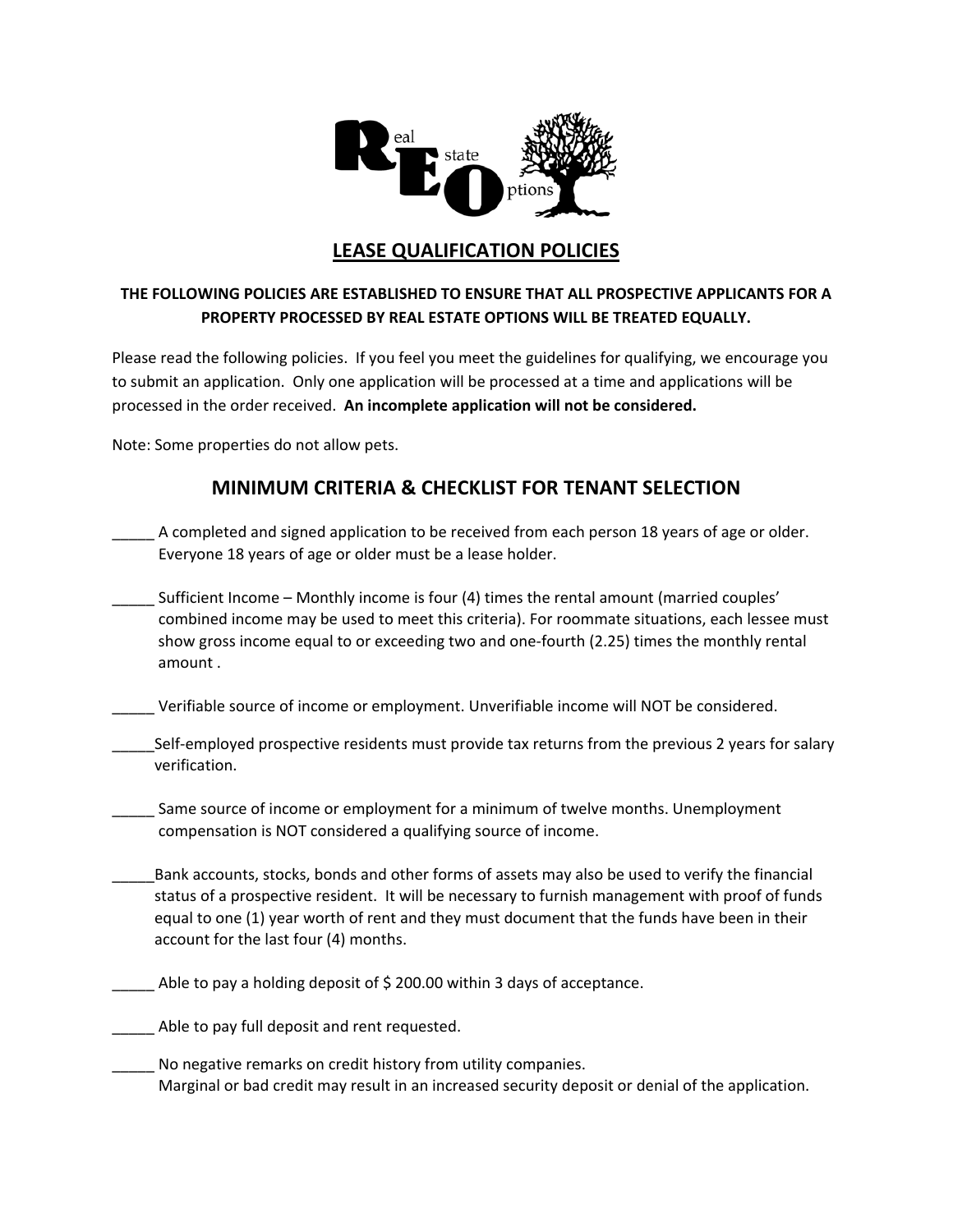# LEASE QUALIFICATION POLICIES

**THE FOLLOWING POLICIES ARE ESTABLISHED TO ENSURE THAT ALL PROSPECTIVE APPLICANTS FOR A PROPERTY PROCESSED BY REAL ESTATE OPTIONS WILL BE TREATED EQUALLY.**

Please read the following policies. If you feel you meet the guidelines for qualifying, we encourage you to submit an application. Only one application will be processed at a time and applications will be processed in the order received. **An incomplete application will not be considered.**

Note: Some properties do not allow pets.

## MINIMUM CRITERIA & CHECKLIST FOR TENANT SELECTION

_____ A completed and signed application to be received from each person 18 years of age or older. Everyone 18 years of age or older must be a lease holder.

_____ Sufficient Income – Monthly income is four (4) times the rental amount (married couples' combined income may be used to meet this criteria). For roommate situations, each lessee must show gross income equal to or exceeding two and one-fourth (2.25) times the monthly rental amount .

_____ Verifiable source of income or employment. Unverifiable income will NOT be considered.

_____Self-employed prospective residents must provide tax returns from the previous 2 years for salary verification.

_____ Same source of income or employment for a minimum of twelve months. Unemployment compensation is NOT considered a qualifying source of income.

_____Bank accounts, stocks, bonds and other forms of assets may also be used to verify the financial status of a prospective resident. It will be necessary to furnish management with proof of funds equal to one (1) year worth of rent and they must document that the funds have been in their account for the last four (4) months.

_____ Able to pay a holding deposit of $ 200.00 within 3 days of acceptance.

_____ Able to pay full deposit and rent requested.

_____ No negative remarks on credit history from utility companies.
Marginal or bad credit may result in an increased security deposit or denial of the application.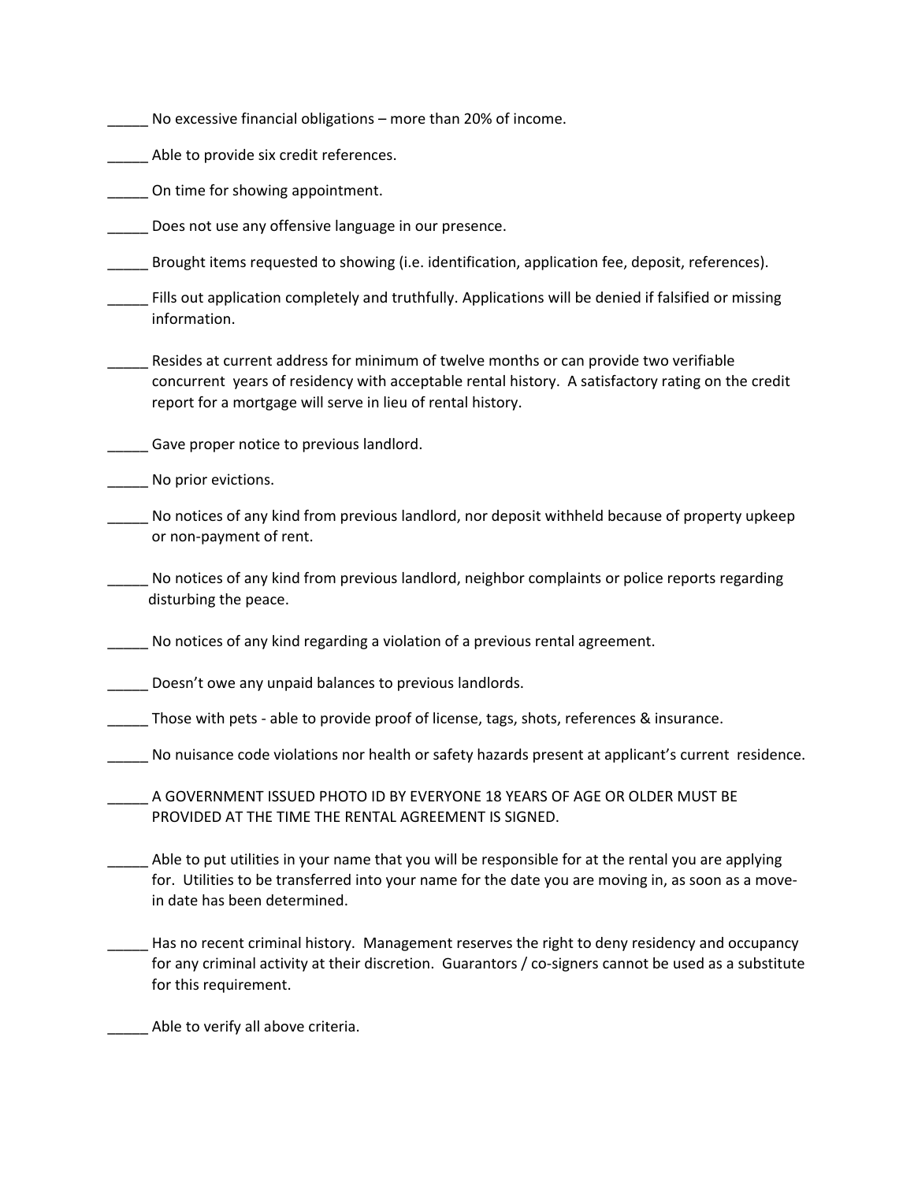_____ No excessive financial obligations – more than 20% of income.

_____ Able to provide six credit references.

_____ On time for showing appointment.

_____ Does not use any offensive language in our presence.

_____ Brought items requested to showing (i.e. identification, application fee, deposit, references).

_____ Fills out application completely and truthfully. Applications will be denied if falsified or missing information.

_____ Resides at current address for minimum of twelve months or can provide two verifiable concurrent years of residency with acceptable rental history. A satisfactory rating on the credit report for a mortgage will serve in lieu of rental history.

_____ Gave proper notice to previous landlord.

_____ No prior evictions.

_____ No notices of any kind from previous landlord, nor deposit withheld because of property upkeep or non-payment of rent.

_____ No notices of any kind from previous landlord, neighbor complaints or police reports regarding disturbing the peace.

_____ No notices of any kind regarding a violation of a previous rental agreement.

_____ Doesn't owe any unpaid balances to previous landlords.

_____ Those with pets - able to provide proof of license, tags, shots, references & insurance.

_____ No nuisance code violations nor health or safety hazards present at applicant's current residence.

_____ A GOVERNMENT ISSUED PHOTO ID BY EVERYONE 18 YEARS OF AGE OR OLDER MUST BE PROVIDED AT THE TIME THE RENTAL AGREEMENT IS SIGNED.

_____ Able to put utilities in your name that you will be responsible for at the rental you are applying for. Utilities to be transferred into your name for the date you are moving in, as soon as a move-in date has been determined.

_____ Has no recent criminal history. Management reserves the right to deny residency and occupancy for any criminal activity at their discretion. Guarantors / co-signers cannot be used as a substitute for this requirement.

_____ Able to verify all above criteria.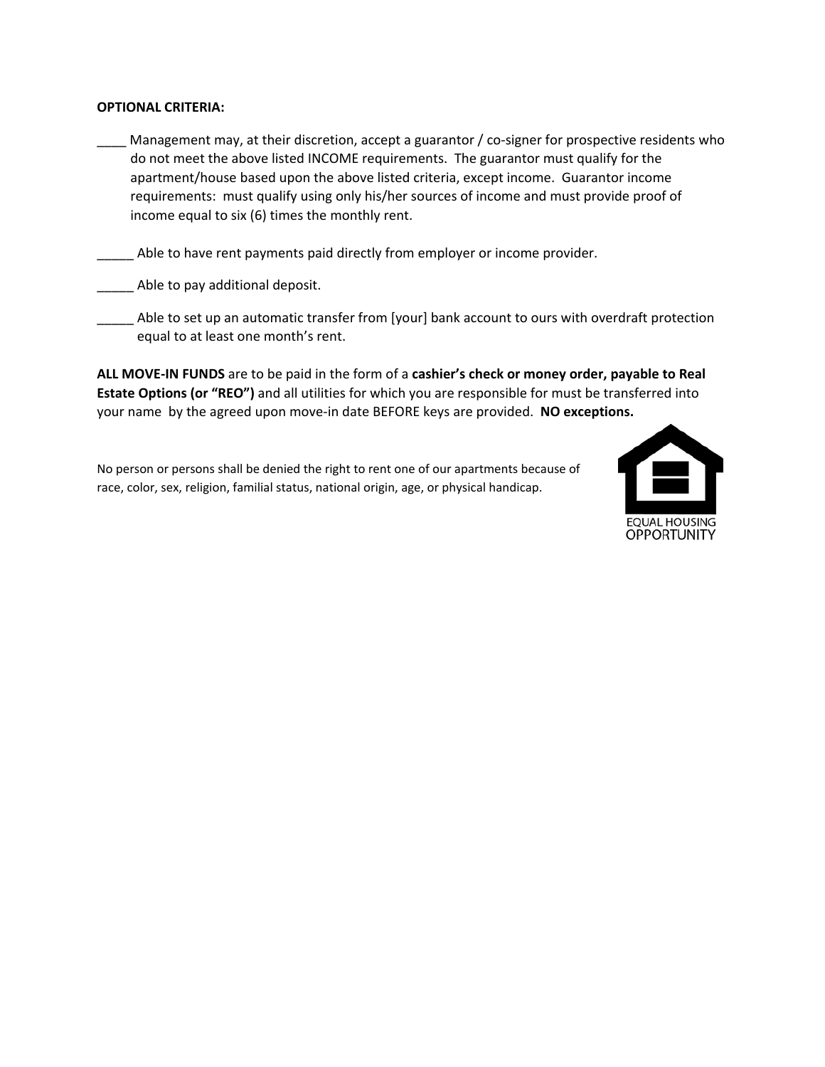**OPTIONAL CRITERIA:**

____ Management may, at their discretion, accept a guarantor / co-signer for prospective residents who do not meet the above listed INCOME requirements. The guarantor must qualify for the apartment/house based upon the above listed criteria, except income. Guarantor income requirements: must qualify using only his/her sources of income and must provide proof of income equal to six (6) times the monthly rent.

_____ Able to have rent payments paid directly from employer or income provider.

_____ Able to pay additional deposit.

_____ Able to set up an automatic transfer from [your] bank account to ours with overdraft protection equal to at least one month's rent.

**ALL MOVE-IN FUNDS** are to be paid in the form of a **cashier's check or money order, payable to Real Estate Options (or "REO")** and all utilities for which you are responsible for must be transferred into your name by the agreed upon move-in date BEFORE keys are provided. **NO exceptions.**

No person or persons shall be denied the right to rent one of our apartments because of race, color, sex, religion, familial status, national origin, age, or physical handicap.

EQUAL HOUSING OPPORTUNITY